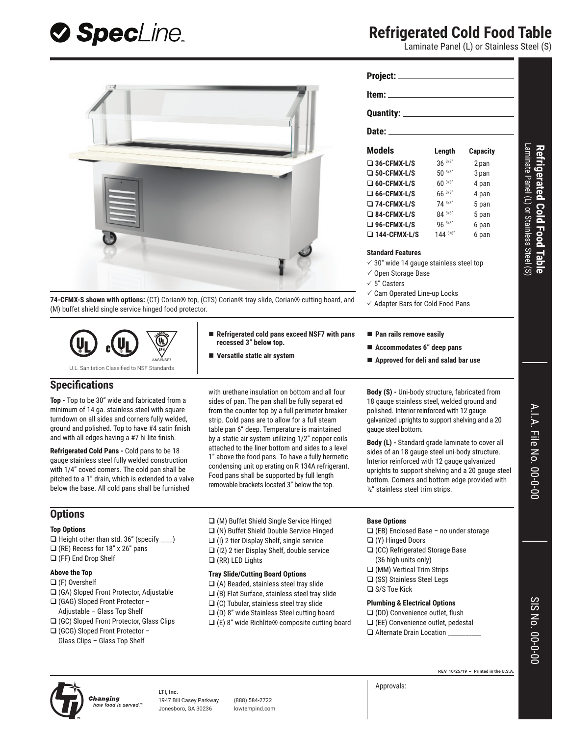# Refrigerated Cold Food Table

Laminate Panel (L) or Stainless Steel (S)

**Project:** ______________________

**Item:** ______________________

**Quantity:** ______________________

**Date:** ______________________

| Models | Length | Capacity |
|---|---|---|
| ❑ 36-CFMX-L/S | 36 3/8" | 2 pan |
| ❑ 50-CFMX-L/S | 50 3/8" | 3 pan |
| ❑ 60-CFMX-L/S | 60 3/8" | 4 pan |
| ❑ 66-CFMX-L/S | 66 3/8" | 4 pan |
| ❑ 74-CFMX-L/S | 74 3/8" | 5 pan |
| ❑ 84-CFMX-L/S | 84 3/8" | 5 pan |
| ❑ 96-CFMX-L/S | 96 3/8" | 6 pan |
| ❑ 144-CFMX-L/S | 144 3/8" | 6 pan |

**Standard Features**

- ✓ 30" wide 14 gauge stainless steel top
- ✓ Open Storage Base
- ✓ 5" Casters
- ✓ Cam Operated Line-up Locks
- ✓ Adapter Bars for Cold Food Pans

**74-CFMX-S shown with options:** (CT) Corian® top, (CTS) Corian® tray slide, Corian® cutting board, and (M) buffet shield single service hinged food protector.

U.L. Sanitation Classified to NSF Standards

- **Refrigerated cold pans exceed NSF7 with pans recessed 3" below top.**
- **Versatile static air system**
- **Pan rails remove easily**
- **Accommodates 6" deep pans**
- **Approved for deli and salad bar use**

## Specifications

**Top -** Top to be 30" wide and fabricated from a minimum of 14 ga. stainless steel with square turndown on all sides and corners fully welded, ground and polished. Top to have #4 satin finish and with all edges having a #7 hi lite finish.

**Refrigerated Cold Pans -** Cold pans to be 18 gauge stainless steel fully welded construction with 1/4" coved corners. The cold pan shall be pitched to a 1" drain, which is extended to a valve below the base. All cold pans shall be furnished with urethane insulation on bottom and all four sides of pan. The pan shall be fully separat ed from the counter top by a full perimeter breaker strip. Cold pans are to allow for a full steam table pan 6" deep. Temperature is maintained by a static air system utilizing 1/2" copper coils attached to the liner bottom and sides to a level 1" above the food pans. To have a fully hermetic condensing unit op erating on R 134A refrigerant. Food pans shall be supported by full length removable brackets located 3" below the top.

**Body (S) -** Uni-body structure, fabricated from 18 gauge stainless steel, welded ground and polished. Interior reinforced with 12 gauge galvanized uprights to support shelving and a 20 gauge steel bottom.

**Body (L) -** Standard grade laminate to cover all sides of an 18 gauge steel uni-body structure. Interior reinforced with 12 gauge galvanized uprights to support shelving and a 20 gauge steel bottom. Corners and bottom edge provided with ½" stainless steel trim strips.

## Options

### Top Options

- ❑ Height other than std. 36" (specify ____)
- ❑ (RE) Recess for 18" x 26" pans
- ❑ (FF) End Drop Shelf

### Above the Top

- ❑ (F) Overshelf
- ❑ (GA) Sloped Front Protector, Adjustable
- ❑ (GAG) Sloped Front Protector – Adjustable – Glass Top Shelf
- ❑ (GC) Sloped Front Protector, Glass Clips
- ❑ (GCG) Sloped Front Protector – Glass Clips – Glass Top Shelf
- ❑ (M) Buffet Shield Single Service Hinged
- ❑ (N) Buffet Shield Double Service Hinged
- ❑ (I) 2 tier Display Shelf, single service
- ❑ (I2) 2 tier Display Shelf, double service
- ❑ (RR) LED Lights

### Tray Slide/Cutting Board Options

- ❑ (A) Beaded, stainless steel tray slide
- ❑ (B) Flat Surface, stainless steel tray slide
- ❑ (C) Tubular, stainless steel tray slide
- ❑ (D) 8" wide Stainless Steel cutting board
- ❑ (E) 8" wide Richlite® composite cutting board

### Base Options

- ❑ (EB) Enclosed Base – no under storage
- ❑ (Y) Hinged Doors
- ❑ (CC) Refrigerated Storage Base (36 high units only)
- ❑ (MM) Vertical Trim Strips
- ❑ (SS) Stainless Steel Legs
- ❑ S/S Toe Kick

### Plumbing & Electrical Options

- ❑ (DD) Convenience outlet, flush
- ❑ (EE) Convenience outlet, pedestal
- ❑ Alternate Drain Location __________

A.I.A. File No. 00-0-00

SIS No. 00-0-00

REV 10/25/19 – Printed in the U.S.A.

*Changing how food is served.*™

**LTI, Inc.**
1947 Bill Casey Parkway
Jonesboro, GA 30236

(888) 584-2722
lowtempind.com

Approvals: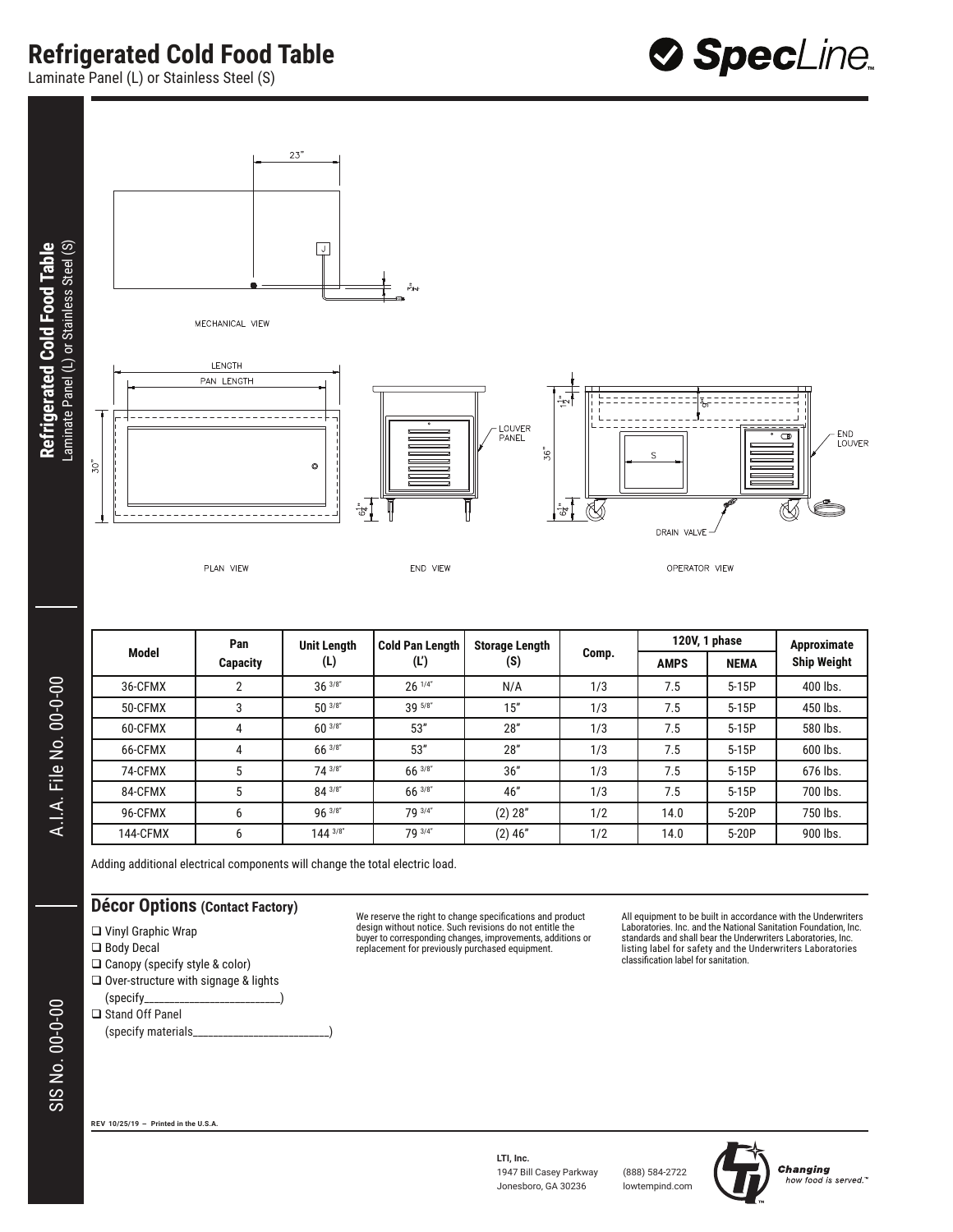# Refrigerated Cold Food Table

Laminate Panel (L) or Stainless Steel (S)

23"

J

3/4"

MECHANICAL VIEW

LENGTH

PAN LENGTH

30"

PLAN VIEW

LOUVER PANEL

6 1/4"

END VIEW

1 1/2"

8"

36"

S

6 1/4"

END LOUVER

DRAIN VALVE

OPERATOR VIEW

| Model | Pan Capacity | Unit Length (L) | Cold Pan Length (L') | Storage Length (S) | Comp. | 120V, 1 phase | | Approximate Ship Weight |
|---|---|---|---|---|---|---|---|---|
| | | | | | | AMPS | NEMA | |
| 36-CFMX | 2 | 36 3/8" | 26 1/4" | N/A | 1/3 | 7.5 | 5-15P | 400 lbs. |
| 50-CFMX | 3 | 50 3/8" | 39 5/8" | 15" | 1/3 | 7.5 | 5-15P | 450 lbs. |
| 60-CFMX | 4 | 60 3/8" | 53" | 28" | 1/3 | 7.5 | 5-15P | 580 lbs. |
| 66-CFMX | 4 | 66 3/8" | 53" | 28" | 1/3 | 7.5 | 5-15P | 600 lbs. |
| 74-CFMX | 5 | 74 3/8" | 66 3/8" | 36" | 1/3 | 7.5 | 5-15P | 676 lbs. |
| 84-CFMX | 5 | 84 3/8" | 66 3/8" | 46" | 1/3 | 7.5 | 5-15P | 700 lbs. |
| 96-CFMX | 6 | 96 3/8" | 79 3/4" | (2) 28" | 1/2 | 14.0 | 5-20P | 750 lbs. |
| 144-CFMX | 6 | 144 3/8" | 79 3/4" | (2) 46" | 1/2 | 14.0 | 5-20P | 900 lbs. |

Adding additional electrical components will change the total electric load.

## Décor Options (Contact Factory)

- ❑ Vinyl Graphic Wrap
- ❑ Body Decal
- ❑ Canopy (specify style & color)
- ❑ Over-structure with signage & lights (specify_________________________)
- ❑ Stand Off Panel (specify materials_________________________)

We reserve the right to change specifications and product design without notice. Such revisions do not entitle the buyer to corresponding changes, improvements, additions or replacement for previously purchased equipment.

All equipment to be built in accordance with the Underwriters Laboratories. Inc. and the National Sanitation Foundation, Inc. standards and shall bear the Underwriters Laboratories, Inc. listing label for safety and the Underwriters Laboratories classification label for sanitation.

A.I.A. File No. 00-0-00

SIS No. 00-0-00

REV 10/25/19 – Printed in the U.S.A.

LTI, Inc.
1947 Bill Casey Parkway
Jonesboro, GA 30236

(888) 584-2722
lowtempind.com

Changing how food is served.™